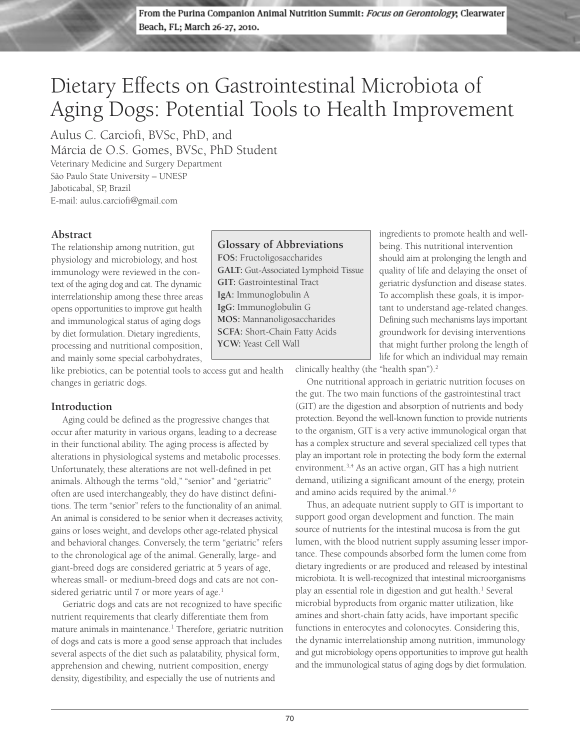From the Purina Companion Animal Nutrition Summit: *Focus on Gerontology*; Clearwater Beach, FL; March 26-27, 2010.

# Dietary Effects on Gastrointestinal Microbiota of Aging Dogs: Potential Tools to Health Improvement

Aulus C. Carciofi, BVSc, PhD, and
Márcia de O.S. Gomes, BVSc, PhD Student
Veterinary Medicine and Surgery Department
São Paulo State University – UNESP
Jaboticabal, SP, Brazil
E-mail: aulus.carciofi@gmail.com

## Abstract

The relationship among nutrition, gut physiology and microbiology, and host immunology were reviewed in the context of the aging dog and cat. The dynamic interrelationship among these three areas opens opportunities to improve gut health and immunological status of aging dogs by diet formulation. Dietary ingredients, processing and nutritional composition, and mainly some special carbohydrates, like prebiotics, can be potential tools to access gut and health changes in geriatric dogs.

### Glossary of Abbreviations

**FOS:** Fructoligosaccharides
**GALT:** Gut-Associated Lymphoid Tissue
**GIT:** Gastrointestinal Tract
**IgA:** Immunoglobulin A
**IgG:** Immunoglobulin G
**MOS:** Mannanoligosaccharides
**SCFA:** Short-Chain Fatty Acids
**YCW:** Yeast Cell Wall

## Introduction

Aging could be defined as the progressive changes that occur after maturity in various organs, leading to a decrease in their functional ability. The aging process is affected by alterations in physiological systems and metabolic processes. Unfortunately, these alterations are not well-defined in pet animals. Although the terms "old," "senior" and "geriatric" often are used interchangeably, they do have distinct definitions. The term "senior" refers to the functionality of an animal. An animal is considered to be senior when it decreases activity, gains or loses weight, and develops other age-related physical and behavioral changes. Conversely, the term "geriatric" refers to the chronological age of the animal. Generally, large- and giant-breed dogs are considered geriatric at 5 years of age, whereas small- or medium-breed dogs and cats are not considered geriatric until 7 or more years of age.[1]

Geriatric dogs and cats are not recognized to have specific nutrient requirements that clearly differentiate them from mature animals in maintenance.[1] Therefore, geriatric nutrition of dogs and cats is more a good sense approach that includes several aspects of the diet such as palatability, physical form, apprehension and chewing, nutrient composition, energy density, digestibility, and especially the use of nutrients and ingredients to promote health and well-being. This nutritional intervention should aim at prolonging the length and quality of life and delaying the onset of geriatric dysfunction and disease states. To accomplish these goals, it is important to understand age-related changes. Defining such mechanisms lays important groundwork for devising interventions that might further prolong the length of life for which an individual may remain clinically healthy (the "health span").[2]

One nutritional approach in geriatric nutrition focuses on the gut. The two main functions of the gastrointestinal tract (GIT) are the digestion and absorption of nutrients and body protection. Beyond the well-known function to provide nutrients to the organism, GIT is a very active immunological organ that has a complex structure and several specialized cell types that play an important role in protecting the body form the external environment.[3,4] As an active organ, GIT has a high nutrient demand, utilizing a significant amount of the energy, protein and amino acids required by the animal.[5,6]

Thus, an adequate nutrient supply to GIT is important to support good organ development and function. The main source of nutrients for the intestinal mucosa is from the gut lumen, with the blood nutrient supply assuming lesser importance. These compounds absorbed form the lumen come from dietary ingredients or are produced and released by intestinal microbiota. It is well-recognized that intestinal microorganisms play an essential role in digestion and gut health.[1] Several microbial byproducts from organic matter utilization, like amines and short-chain fatty acids, have important specific functions in enterocytes and colonocytes. Considering this, the dynamic interrelationship among nutrition, immunology and gut microbiology opens opportunities to improve gut health and the immunological status of aging dogs by diet formulation.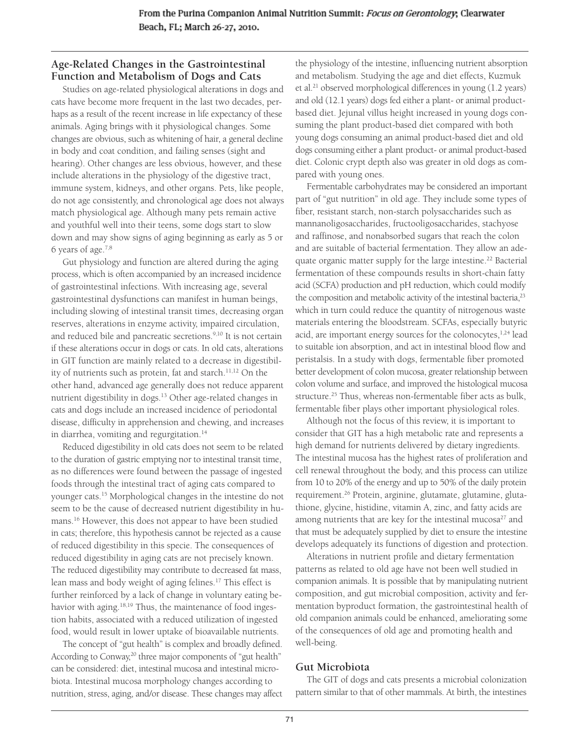## Age-Related Changes in the Gastrointestinal Function and Metabolism of Dogs and Cats

Studies on age-related physiological alterations in dogs and cats have become more frequent in the last two decades, perhaps as a result of the recent increase in life expectancy of these animals. Aging brings with it physiological changes. Some changes are obvious, such as whitening of hair, a general decline in body and coat condition, and failing senses (sight and hearing). Other changes are less obvious, however, and these include alterations in the physiology of the digestive tract, immune system, kidneys, and other organs. Pets, like people, do not age consistently, and chronological age does not always match physiological age. Although many pets remain active and youthful well into their teens, some dogs start to slow down and may show signs of aging beginning as early as 5 or 6 years of age.[7,8]

Gut physiology and function are altered during the aging process, which is often accompanied by an increased incidence of gastrointestinal infections. With increasing age, several gastrointestinal dysfunctions can manifest in human beings, including slowing of intestinal transit times, decreasing organ reserves, alterations in enzyme activity, impaired circulation, and reduced bile and pancreatic secretions.[9,10] It is not certain if these alterations occur in dogs or cats. In old cats, alterations in GIT function are mainly related to a decrease in digestibility of nutrients such as protein, fat and starch.[11,12] On the other hand, advanced age generally does not reduce apparent nutrient digestibility in dogs.[13] Other age-related changes in cats and dogs include an increased incidence of periodontal disease, difficulty in apprehension and chewing, and increases in diarrhea, vomiting and regurgitation.[14]

Reduced digestibility in old cats does not seem to be related to the duration of gastric emptying nor to intestinal transit time, as no differences were found between the passage of ingested foods through the intestinal tract of aging cats compared to younger cats.[15] Morphological changes in the intestine do not seem to be the cause of decreased nutrient digestibility in humans.[16] However, this does not appear to have been studied in cats; therefore, this hypothesis cannot be rejected as a cause of reduced digestibility in this specie. The consequences of reduced digestibility in aging cats are not precisely known. The reduced digestibility may contribute to decreased fat mass, lean mass and body weight of aging felines.[17] This effect is further reinforced by a lack of change in voluntary eating behavior with aging.[18,19] Thus, the maintenance of food ingestion habits, associated with a reduced utilization of ingested food, would result in lower uptake of bioavailable nutrients.

The concept of "gut health" is complex and broadly defined. According to Conway,[20] three major components of "gut health" can be considered: diet, intestinal mucosa and intestinal microbiota. Intestinal mucosa morphology changes according to nutrition, stress, aging, and/or disease. These changes may affect the physiology of the intestine, influencing nutrient absorption and metabolism. Studying the age and diet effects, Kuzmuk et al.[21] observed morphological differences in young (1.2 years) and old (12.1 years) dogs fed either a plant- or animal product-based diet. Jejunal villus height increased in young dogs consuming the plant product-based diet compared with both young dogs consuming an animal product-based diet and old dogs consuming either a plant product- or animal product-based diet. Colonic crypt depth also was greater in old dogs as compared with young ones.

Fermentable carbohydrates may be considered an important part of "gut nutrition" in old age. They include some types of fiber, resistant starch, non-starch polysaccharides such as mannanoligosaccharides, fructooligosaccharides, stachyose and raffinose, and nonabsorbed sugars that reach the colon and are suitable of bacterial fermentation. They allow an adequate organic matter supply for the large intestine.[22] Bacterial fermentation of these compounds results in short-chain fatty acid (SCFA) production and pH reduction, which could modify the composition and metabolic activity of the intestinal bacteria,[23] which in turn could reduce the quantity of nitrogenous waste materials entering the bloodstream. SCFAs, especially butyric acid, are important energy sources for the colonocytes,[1,24] lead to suitable ion absorption, and act in intestinal blood flow and peristalsis. In a study with dogs, fermentable fiber promoted better development of colon mucosa, greater relationship between colon volume and surface, and improved the histological mucosa structure.[25] Thus, whereas non-fermentable fiber acts as bulk, fermentable fiber plays other important physiological roles.

Although not the focus of this review, it is important to consider that GIT has a high metabolic rate and represents a high demand for nutrients delivered by dietary ingredients. The intestinal mucosa has the highest rates of proliferation and cell renewal throughout the body, and this process can utilize from 10 to 20% of the energy and up to 50% of the daily protein requirement.[26] Protein, arginine, glutamate, glutamine, glutathione, glycine, histidine, vitamin A, zinc, and fatty acids are among nutrients that are key for the intestinal mucosa[27] and that must be adequately supplied by diet to ensure the intestine develops adequately its functions of digestion and protection.

Alterations in nutrient profile and dietary fermentation patterns as related to old age have not been well studied in companion animals. It is possible that by manipulating nutrient composition, and gut microbial composition, activity and fermentation byproduct formation, the gastrointestinal health of old companion animals could be enhanced, ameliorating some of the consequences of old age and promoting health and well-being.

## Gut Microbiota

The GIT of dogs and cats presents a microbial colonization pattern similar to that of other mammals. At birth, the intestines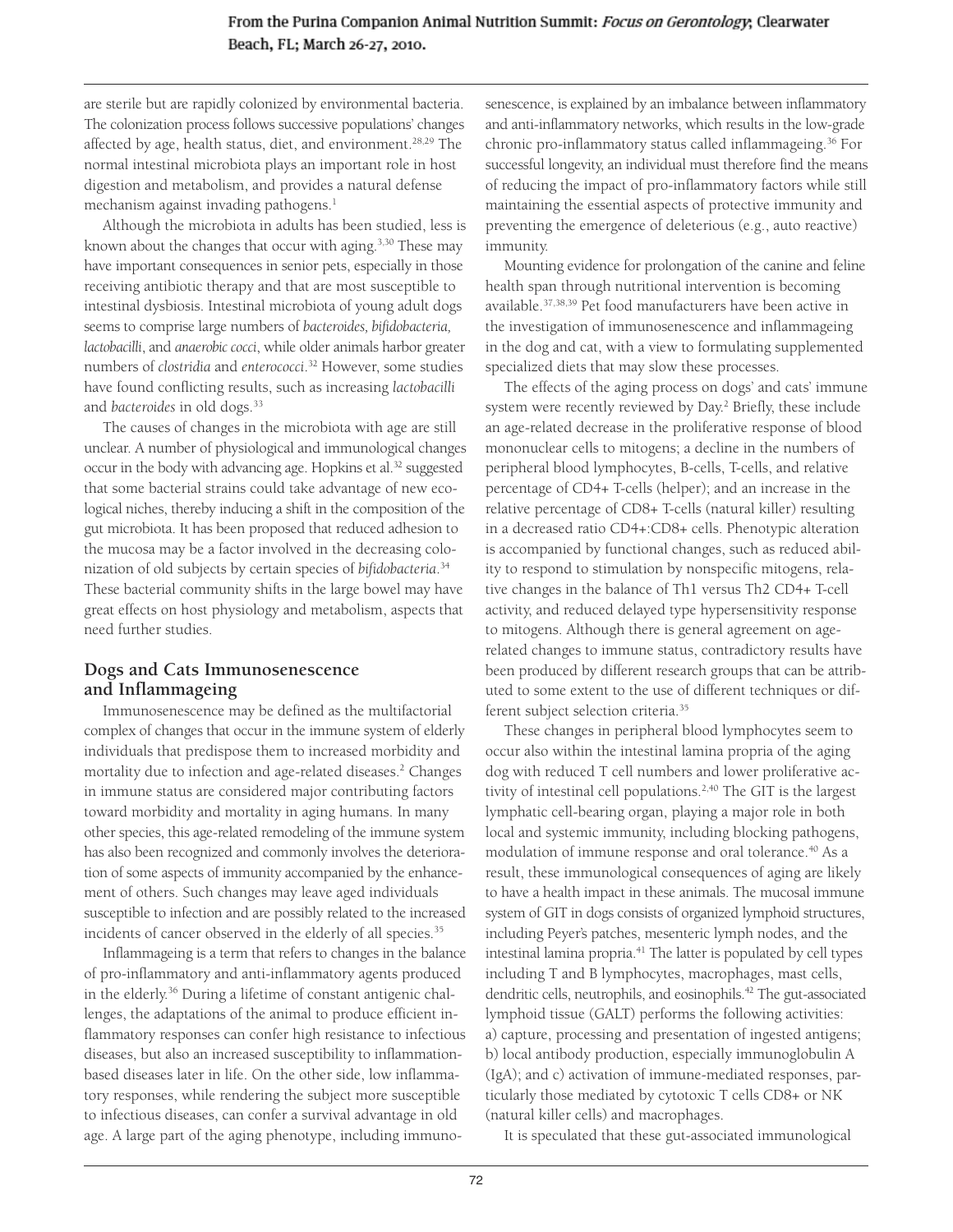are sterile but are rapidly colonized by environmental bacteria. The colonization process follows successive populations' changes affected by age, health status, diet, and environment.[28,29] The normal intestinal microbiota plays an important role in host digestion and metabolism, and provides a natural defense mechanism against invading pathogens.[1]

Although the microbiota in adults has been studied, less is known about the changes that occur with aging.[3,30] These may have important consequences in senior pets, especially in those receiving antibiotic therapy and that are most susceptible to intestinal dysbiosis. Intestinal microbiota of young adult dogs seems to comprise large numbers of *bacteroides, bifidobacteria, lactobacilli*, and *anaerobic cocci*, while older animals harbor greater numbers of *clostridia* and *enterococci*.[32] However, some studies have found conflicting results, such as increasing *lactobacilli* and *bacteroides* in old dogs.[33]

The causes of changes in the microbiota with age are still unclear. A number of physiological and immunological changes occur in the body with advancing age. Hopkins et al.[32] suggested that some bacterial strains could take advantage of new ecological niches, thereby inducing a shift in the composition of the gut microbiota. It has been proposed that reduced adhesion to the mucosa may be a factor involved in the decreasing colonization of old subjects by certain species of *bifidobacteria*.[34] These bacterial community shifts in the large bowel may have great effects on host physiology and metabolism, aspects that need further studies.

## Dogs and Cats Immunosenescence and Inflammageing

Immunosenescence may be defined as the multifactorial complex of changes that occur in the immune system of elderly individuals that predispose them to increased morbidity and mortality due to infection and age-related diseases.[2] Changes in immune status are considered major contributing factors toward morbidity and mortality in aging humans. In many other species, this age-related remodeling of the immune system has also been recognized and commonly involves the deterioration of some aspects of immunity accompanied by the enhancement of others. Such changes may leave aged individuals susceptible to infection and are possibly related to the increased incidents of cancer observed in the elderly of all species.[35]

Inflammageing is a term that refers to changes in the balance of pro-inflammatory and anti-inflammatory agents produced in the elderly.[36] During a lifetime of constant antigenic challenges, the adaptations of the animal to produce efficient inflammatory responses can confer high resistance to infectious diseases, but also an increased susceptibility to inflammation-based diseases later in life. On the other side, low inflammatory responses, while rendering the subject more susceptible to infectious diseases, can confer a survival advantage in old age. A large part of the aging phenotype, including immunosenescence, is explained by an imbalance between inflammatory and anti-inflammatory networks, which results in the low-grade chronic pro-inflammatory status called inflammageing.[36] For successful longevity, an individual must therefore find the means of reducing the impact of pro-inflammatory factors while still maintaining the essential aspects of protective immunity and preventing the emergence of deleterious (e.g., auto reactive) immunity.

Mounting evidence for prolongation of the canine and feline health span through nutritional intervention is becoming available.[37,38,39] Pet food manufacturers have been active in the investigation of immunosenescence and inflammageing in the dog and cat, with a view to formulating supplemented specialized diets that may slow these processes.

The effects of the aging process on dogs' and cats' immune system were recently reviewed by Day.[2] Briefly, these include an age-related decrease in the proliferative response of blood mononuclear cells to mitogens; a decline in the numbers of peripheral blood lymphocytes, B-cells, T-cells, and relative percentage of CD4+ T-cells (helper); and an increase in the relative percentage of CD8+ T-cells (natural killer) resulting in a decreased ratio CD4+:CD8+ cells. Phenotypic alteration is accompanied by functional changes, such as reduced ability to respond to stimulation by nonspecific mitogens, relative changes in the balance of Th1 versus Th2 CD4+ T-cell activity, and reduced delayed type hypersensitivity response to mitogens. Although there is general agreement on age-related changes to immune status, contradictory results have been produced by different research groups that can be attributed to some extent to the use of different techniques or different subject selection criteria.[35]

These changes in peripheral blood lymphocytes seem to occur also within the intestinal lamina propria of the aging dog with reduced T cell numbers and lower proliferative activity of intestinal cell populations.[2,40] The GIT is the largest lymphatic cell-bearing organ, playing a major role in both local and systemic immunity, including blocking pathogens, modulation of immune response and oral tolerance.[40] As a result, these immunological consequences of aging are likely to have a health impact in these animals. The mucosal immune system of GIT in dogs consists of organized lymphoid structures, including Peyer's patches, mesenteric lymph nodes, and the intestinal lamina propria.[41] The latter is populated by cell types including T and B lymphocytes, macrophages, mast cells, dendritic cells, neutrophils, and eosinophils.[42] The gut-associated lymphoid tissue (GALT) performs the following activities: a) capture, processing and presentation of ingested antigens; b) local antibody production, especially immunoglobulin A (IgA); and c) activation of immune-mediated responses, particularly those mediated by cytotoxic T cells CD8+ or NK (natural killer cells) and macrophages.

It is speculated that these gut-associated immunological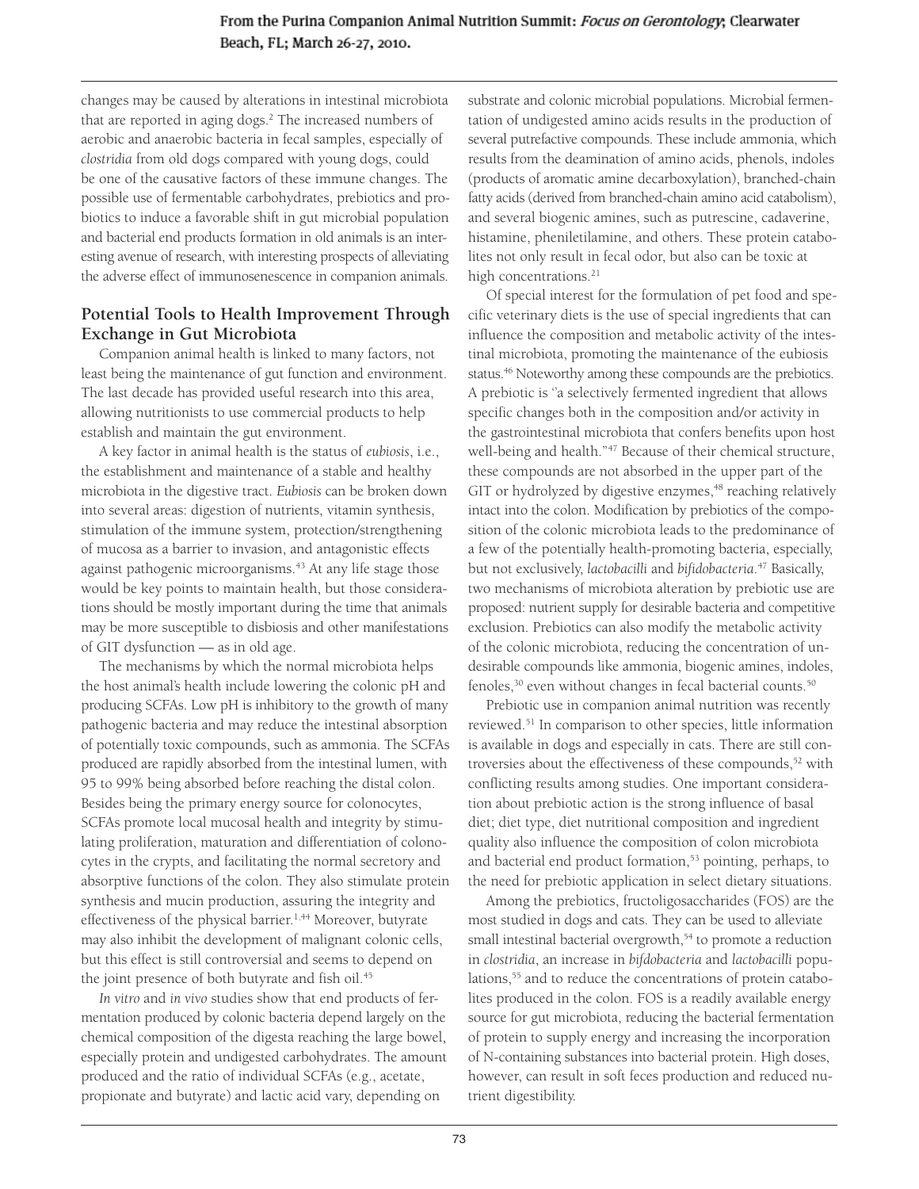changes may be caused by alterations in intestinal microbiota that are reported in aging dogs.[2] The increased numbers of aerobic and anaerobic bacteria in fecal samples, especially of *clostridia* from old dogs compared with young dogs, could be one of the causative factors of these immune changes. The possible use of fermentable carbohydrates, prebiotics and probiotics to induce a favorable shift in gut microbial population and bacterial end products formation in old animals is an interesting avenue of research, with interesting prospects of alleviating the adverse effect of immunosenescence in companion animals.

## Potential Tools to Health Improvement Through Exchange in Gut Microbiota

Companion animal health is linked to many factors, not least being the maintenance of gut function and environment. The last decade has provided useful research into this area, allowing nutritionists to use commercial products to help establish and maintain the gut environment.

A key factor in animal health is the status of *eubiosis*, i.e., the establishment and maintenance of a stable and healthy microbiota in the digestive tract. *Eubiosis* can be broken down into several areas: digestion of nutrients, vitamin synthesis, stimulation of the immune system, protection/strengthening of mucosa as a barrier to invasion, and antagonistic effects against pathogenic microorganisms.[43] At any life stage those would be key points to maintain health, but those considerations should be mostly important during the time that animals may be more susceptible to disbiosis and other manifestations of GIT dysfunction — as in old age.

The mechanisms by which the normal microbiota helps the host animal's health include lowering the colonic pH and producing SCFAs. Low pH is inhibitory to the growth of many pathogenic bacteria and may reduce the intestinal absorption of potentially toxic compounds, such as ammonia. The SCFAs produced are rapidly absorbed from the intestinal lumen, with 95 to 99% being absorbed before reaching the distal colon. Besides being the primary energy source for colonocytes, SCFAs promote local mucosal health and integrity by stimulating proliferation, maturation and differentiation of colonocytes in the crypts, and facilitating the normal secretory and absorptive functions of the colon. They also stimulate protein synthesis and mucin production, assuring the integrity and effectiveness of the physical barrier.[1,44] Moreover, butyrate may also inhibit the development of malignant colonic cells, but this effect is still controversial and seems to depend on the joint presence of both butyrate and fish oil.[45]

*In vitro* and *in vivo* studies show that end products of fermentation produced by colonic bacteria depend largely on the chemical composition of the digesta reaching the large bowel, especially protein and undigested carbohydrates. The amount produced and the ratio of individual SCFAs (e.g., acetate, propionate and butyrate) and lactic acid vary, depending on substrate and colonic microbial populations. Microbial fermentation of undigested amino acids results in the production of several putrefactive compounds. These include ammonia, which results from the deamination of amino acids, phenols, indoles (products of aromatic amine decarboxylation), branched-chain fatty acids (derived from branched-chain amino acid catabolism), and several biogenic amines, such as putrescine, cadaverine, histamine, pheniletilamine, and others. These protein catabolites not only result in fecal odor, but also can be toxic at high concentrations.[21]

Of special interest for the formulation of pet food and specific veterinary diets is the use of special ingredients that can influence the composition and metabolic activity of the intestinal microbiota, promoting the maintenance of the eubiosis status.[46] Noteworthy among these compounds are the prebiotics. A prebiotic is "a selectively fermented ingredient that allows specific changes both in the composition and/or activity in the gastrointestinal microbiota that confers benefits upon host well-being and health."[47] Because of their chemical structure, these compounds are not absorbed in the upper part of the GIT or hydrolyzed by digestive enzymes,[48] reaching relatively intact into the colon. Modification by prebiotics of the composition of the colonic microbiota leads to the predominance of a few of the potentially health-promoting bacteria, especially, but not exclusively, *lactobacilli* and *bifidobacteria*.[47] Basically, two mechanisms of microbiota alteration by prebiotic use are proposed: nutrient supply for desirable bacteria and competitive exclusion. Prebiotics can also modify the metabolic activity of the colonic microbiota, reducing the concentration of undesirable compounds like ammonia, biogenic amines, indoles, fenoles,[30] even without changes in fecal bacterial counts.[50]

Prebiotic use in companion animal nutrition was recently reviewed.[51] In comparison to other species, little information is available in dogs and especially in cats. There are still controversies about the effectiveness of these compounds,[52] with conflicting results among studies. One important consideration about prebiotic action is the strong influence of basal diet; diet type, diet nutritional composition and ingredient quality also influence the composition of colon microbiota and bacterial end product formation,[53] pointing, perhaps, to the need for prebiotic application in select dietary situations.

Among the prebiotics, fructoligosaccharides (FOS) are the most studied in dogs and cats. They can be used to alleviate small intestinal bacterial overgrowth,[54] to promote a reduction in *clostridia*, an increase in *bifdobacteria* and *lactobacilli* populations,[55] and to reduce the concentrations of protein catabolites produced in the colon. FOS is a readily available energy source for gut microbiota, reducing the bacterial fermentation of protein to supply energy and increasing the incorporation of N-containing substances into bacterial protein. High doses, however, can result in soft feces production and reduced nutrient digestibility.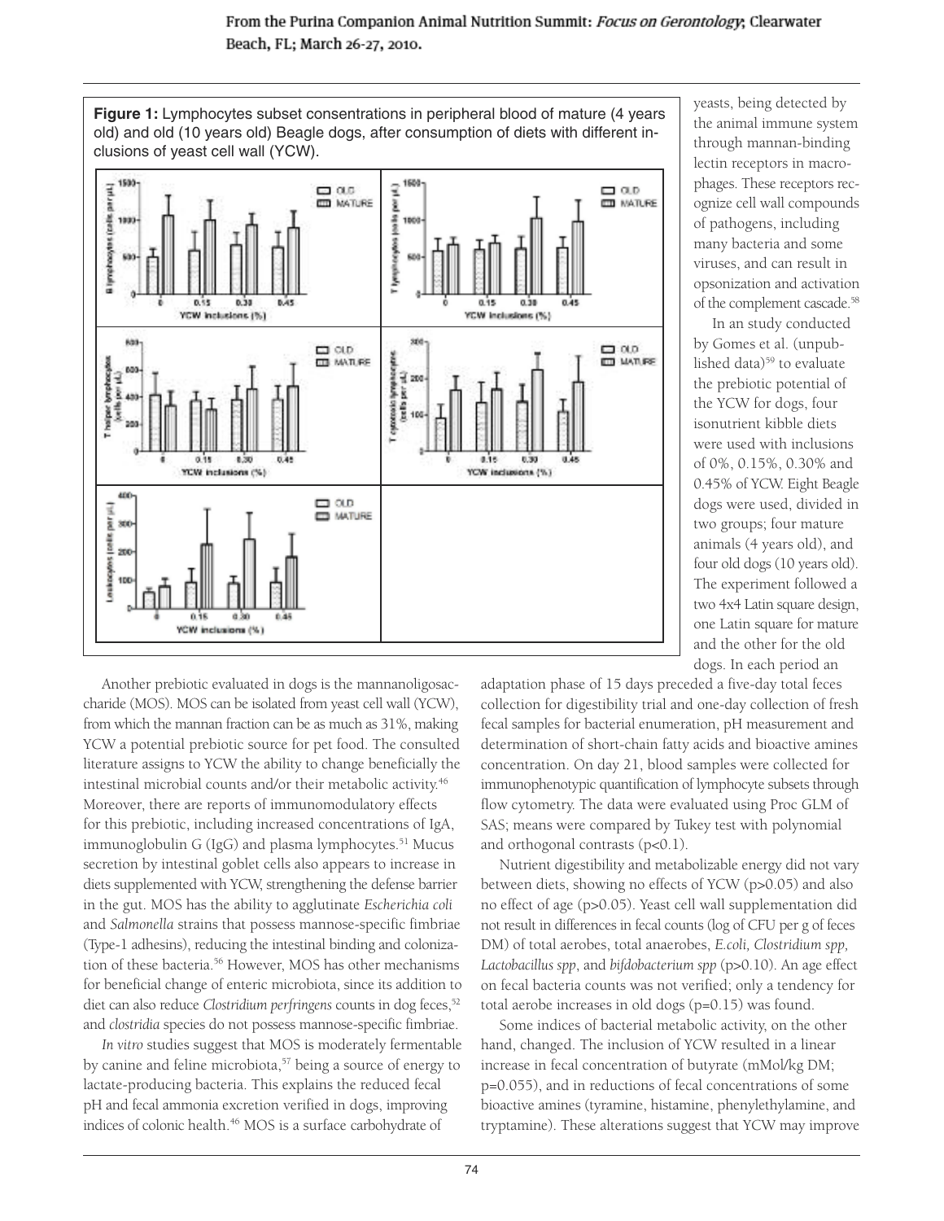**Figure 1:** Lymphocytes subset consentrations in peripheral blood of mature (4 years old) and old (10 years old) Beagle dogs, after consumption of diets with different inclusions of yeast cell wall (YCW).

Another prebiotic evaluated in dogs is the mannanoligosaccharide (MOS). MOS can be isolated from yeast cell wall (YCW), from which the mannan fraction can be as much as 31%, making YCW a potential prebiotic source for pet food. The consulted literature assigns to YCW the ability to change beneficially the intestinal microbial counts and/or their metabolic activity.[46] Moreover, there are reports of immunomodulatory effects for this prebiotic, including increased concentrations of IgA, immunoglobulin G (IgG) and plasma lymphocytes.[51] Mucus secretion by intestinal goblet cells also appears to increase in diets supplemented with YCW, strengthening the defense barrier in the gut. MOS has the ability to agglutinate *Escherichia coli* and *Salmonella* strains that possess mannose-specific fimbriae (Type-1 adhesins), reducing the intestinal binding and colonization of these bacteria.[56] However, MOS has other mechanisms for beneficial change of enteric microbiota, since its addition to diet can also reduce *Clostridium perfringens* counts in dog feces,[52] and *clostridia* species do not possess mannose-specific fimbriae.

*In vitro* studies suggest that MOS is moderately fermentable by canine and feline microbiota,[57] being a source of energy to lactate-producing bacteria. This explains the reduced fecal pH and fecal ammonia excretion verified in dogs, improving indices of colonic health.[46] MOS is a surface carbohydrate of yeasts, being detected by the animal immune system through mannan-binding lectin receptors in macrophages. These receptors recognize cell wall compounds of pathogens, including many bacteria and some viruses, and can result in opsonization and activation of the complement cascade.[58]

In an study conducted by Gomes et al. (unpublished data)[59] to evaluate the prebiotic potential of the YCW for dogs, four isonutrient kibble diets were used with inclusions of 0%, 0.15%, 0.30% and 0.45% of YCW. Eight Beagle dogs were used, divided in two groups; four mature animals (4 years old), and four old dogs (10 years old). The experiment followed a two 4x4 Latin square design, one Latin square for mature and the other for the old dogs. In each period an adaptation phase of 15 days preceded a five-day total feces collection for digestibility trial and one-day collection of fresh fecal samples for bacterial enumeration, pH measurement and determination of short-chain fatty acids and bioactive amines concentration. On day 21, blood samples were collected for immunophenotypic quantification of lymphocyte subsets through flow cytometry. The data were evaluated using Proc GLM of SAS; means were compared by Tukey test with polynomial and orthogonal contrasts ($p<0.1$).

Nutrient digestibility and metabolizable energy did not vary between diets, showing no effects of YCW ($p>0.05$) and also no effect of age ($p>0.05$). Yeast cell wall supplementation did not result in differences in fecal counts (log of CFU per g of feces DM) of total aerobes, total anaerobes, *E.coli, Clostridium spp, Lactobacillus spp*, and *bifdobacterium spp* ($p>0.10$). An age effect on fecal bacteria counts was not verified; only a tendency for total aerobe increases in old dogs ($p=0.15$) was found.

Some indices of bacterial metabolic activity, on the other hand, changed. The inclusion of YCW resulted in a linear increase in fecal concentration of butyrate (mMol/kg DM; $p=0.055$), and in reductions of fecal concentrations of some bioactive amines (tyramine, histamine, phenylethylamine, and tryptamine). These alterations suggest that YCW may improve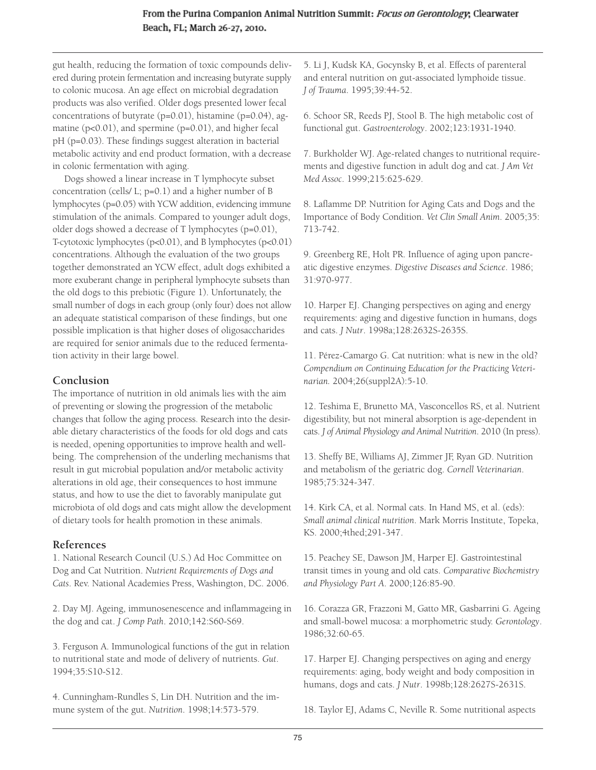gut health, reducing the formation of toxic compounds delivered during protein fermentation and increasing butyrate supply to colonic mucosa. An age effect on microbial degradation products was also verified. Older dogs presented lower fecal concentrations of butyrate (p=0.01), histamine (p=0.04), agmatine (p<0.01), and spermine (p=0.01), and higher fecal pH (p=0.03). These findings suggest alteration in bacterial metabolic activity and end product formation, with a decrease in colonic fermentation with aging.

Dogs showed a linear increase in T lymphocyte subset concentration (cells/ L; p=0.1) and a higher number of B lymphocytes (p=0.05) with YCW addition, evidencing immune stimulation of the animals. Compared to younger adult dogs, older dogs showed a decrease of T lymphocytes (p=0.01), T-cytotoxic lymphocytes (p<0.01), and B lymphocytes (p<0.01) concentrations. Although the evaluation of the two groups together demonstrated an YCW effect, adult dogs exhibited a more exuberant change in peripheral lymphocyte subsets than the old dogs to this prebiotic (Figure 1). Unfortunately, the small number of dogs in each group (only four) does not allow an adequate statistical comparison of these findings, but one possible implication is that higher doses of oligosaccharides are required for senior animals due to the reduced fermentation activity in their large bowel.

## Conclusion

The importance of nutrition in old animals lies with the aim of preventing or slowing the progression of the metabolic changes that follow the aging process. Research into the desirable dietary characteristics of the foods for old dogs and cats is needed, opening opportunities to improve health and well-being. The comprehension of the underling mechanisms that result in gut microbial population and/or metabolic activity alterations in old age, their consequences to host immune status, and how to use the diet to favorably manipulate gut microbiota of old dogs and cats might allow the development of dietary tools for health promotion in these animals.

## References

1. National Research Council (U.S.) Ad Hoc Committee on Dog and Cat Nutrition. *Nutrient Requirements of Dogs and Cats*. Rev. National Academies Press, Washington, DC. 2006.

2. Day MJ. Ageing, immunosenescence and inflammageing in the dog and cat. *J Comp Path*. 2010;142:S60-S69.

3. Ferguson A. Immunological functions of the gut in relation to nutritional state and mode of delivery of nutrients. *Gut*. 1994;35:S10-S12.

4. Cunningham-Rundles S, Lin DH. Nutrition and the immune system of the gut. *Nutrition*. 1998;14:573-579.

5. Li J, Kudsk KA, Gocynsky B, et al. Effects of parenteral and enteral nutrition on gut-associated lymphoide tissue. *J of Trauma*. 1995;39:44-52.

6. Schoor SR, Reeds PJ, Stool B. The high metabolic cost of functional gut. *Gastroenterology*. 2002;123:1931-1940.

7. Burkholder WJ. Age-related changes to nutritional requirements and digestive function in adult dog and cat. *J Am Vet Med Assoc*. 1999;215:625-629.

8. Laflamme DP. Nutrition for Aging Cats and Dogs and the Importance of Body Condition. *Vet Clin Small Anim*. 2005;35: 713-742.

9. Greenberg RE, Holt PR. Influence of aging upon pancreatic digestive enzymes. *Digestive Diseases and Science*. 1986; 31:970-977.

10. Harper EJ. Changing perspectives on aging and energy requirements: aging and digestive function in humans, dogs and cats. *J Nutr*. 1998a;128:2632S-2635S.

11. Pérez-Camargo G. Cat nutrition: what is new in the old? *Compendium on Continuing Education for the Practicing Veterinarian.* 2004;26(suppl2A):5-10.

12. Teshima E, Brunetto MA, Vasconcellos RS, et al. Nutrient digestibility, but not mineral absorption is age-dependent in cats. *J of Animal Physiology and Animal Nutrition*. 2010 (In press).

13. Sheffy BE, Williams AJ, Zimmer JF, Ryan GD. Nutrition and metabolism of the geriatric dog. *Cornell Veterinarian*. 1985;75:324-347.

14. Kirk CA, et al. Normal cats. In Hand MS, et al. (eds): *Small animal clinical nutrition*. Mark Morris Institute, Topeka, KS. 2000;4thed;291-347.

15. Peachey SE, Dawson JM, Harper EJ. Gastrointestinal transit times in young and old cats. *Comparative Biochemistry and Physiology Part A*. 2000;126:85-90.

16. Corazza GR, Frazzoni M, Gatto MR, Gasbarrini G. Ageing and small-bowel mucosa: a morphometric study. *Gerontology*. 1986;32:60-65.

17. Harper EJ. Changing perspectives on aging and energy requirements: aging, body weight and body composition in humans, dogs and cats. *J Nutr*. 1998b;128:2627S-2631S.

18. Taylor EJ, Adams C, Neville R. Some nutritional aspects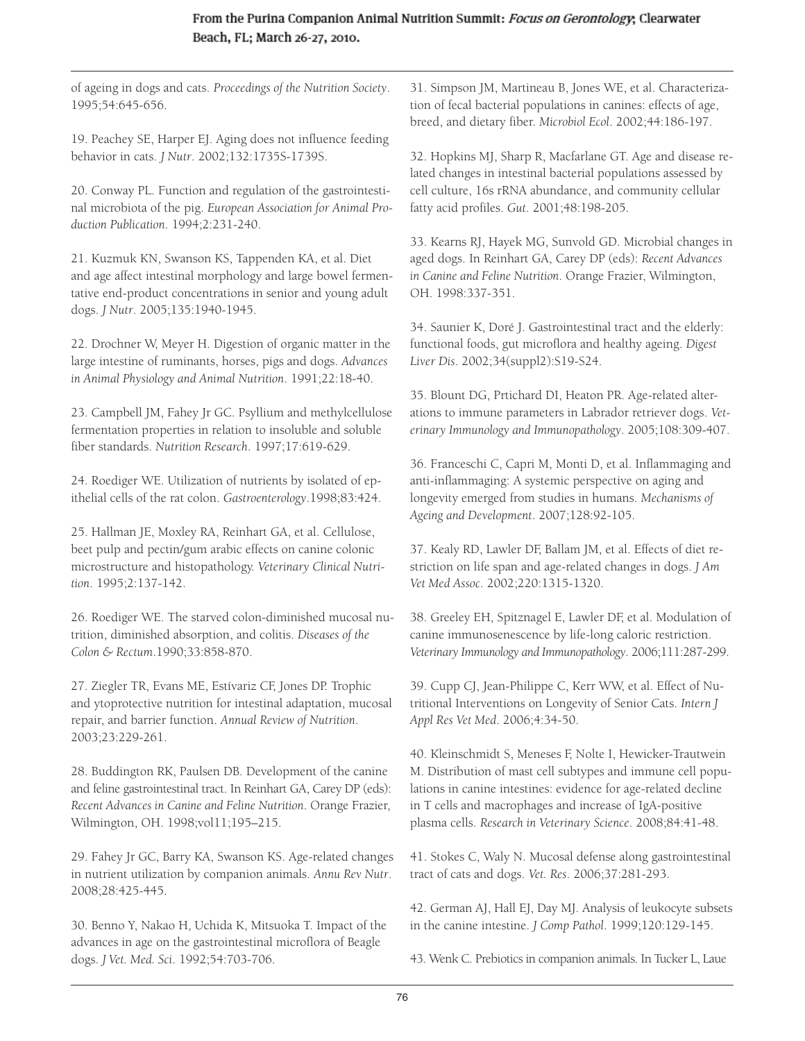of ageing in dogs and cats. *Proceedings of the Nutrition Society*. 1995;54:645-656.

19. Peachey SE, Harper EJ. Aging does not influence feeding behavior in cats. *J Nutr*. 2002;132:1735S-1739S.

20. Conway PL. Function and regulation of the gastrointestinal microbiota of the pig. *European Association for Animal Production Publication*. 1994;2:231-240.

21. Kuzmuk KN, Swanson KS, Tappenden KA, et al. Diet and age affect intestinal morphology and large bowel fermentative end-product concentrations in senior and young adult dogs. *J Nutr*. 2005;135:1940-1945.

22. Drochner W, Meyer H. Digestion of organic matter in the large intestine of ruminants, horses, pigs and dogs. *Advances in Animal Physiology and Animal Nutrition*. 1991;22:18-40.

23. Campbell JM, Fahey Jr GC. Psyllium and methylcellulose fermentation properties in relation to insoluble and soluble fiber standards. *Nutrition Research*. 1997;17:619-629.

24. Roediger WE. Utilization of nutrients by isolated of epithelial cells of the rat colon. *Gastroenterology*.1998;83:424.

25. Hallman JE, Moxley RA, Reinhart GA, et al. Cellulose, beet pulp and pectin/gum arabic effects on canine colonic microstructure and histopathology. *Veterinary Clinical Nutrition*. 1995;2:137-142.

26. Roediger WE. The starved colon-diminished mucosal nutrition, diminished absorption, and colitis. *Diseases of the Colon & Rectum*.1990;33:858-870.

27. Ziegler TR, Evans ME, Estívariz CF, Jones DP. Trophic and ytoprotective nutrition for intestinal adaptation, mucosal repair, and barrier function. *Annual Review of Nutrition*. 2003;23:229-261.

28. Buddington RK, Paulsen DB. Development of the canine and feline gastrointestinal tract. In Reinhart GA, Carey DP (eds): *Recent Advances in Canine and Feline Nutrition*. Orange Frazier, Wilmington, OH. 1998;vol11;195–215.

29. Fahey Jr GC, Barry KA, Swanson KS. Age-related changes in nutrient utilization by companion animals. *Annu Rev Nutr*. 2008;28:425-445.

30. Benno Y, Nakao H, Uchida K, Mitsuoka T. Impact of the advances in age on the gastrointestinal microflora of Beagle dogs. *J Vet. Med. Sci*. 1992;54:703-706.

31. Simpson JM, Martineau B, Jones WE, et al. Characterization of fecal bacterial populations in canines: effects of age, breed, and dietary fiber. *Microbiol Ecol*. 2002;44:186-197.

32. Hopkins MJ, Sharp R, Macfarlane GT. Age and disease related changes in intestinal bacterial populations assessed by cell culture, 16s rRNA abundance, and community cellular fatty acid profiles. *Gut*. 2001;48:198-205.

33. Kearns RJ, Hayek MG, Sunvold GD. Microbial changes in aged dogs. In Reinhart GA, Carey DP (eds): *Recent Advances in Canine and Feline Nutrition*. Orange Frazier, Wilmington, OH. 1998:337-351.

34. Saunier K, Doré J. Gastrointestinal tract and the elderly: functional foods, gut microflora and healthy ageing. *Digest Liver Dis*. 2002;34(suppl2):S19-S24.

35. Blount DG, Prtichard DI, Heaton PR. Age-related alterations to immune parameters in Labrador retriever dogs. *Veterinary Immunology and Immunopathology*. 2005;108:309-407.

36. Franceschi C, Capri M, Monti D, et al. Inflammaging and anti-inflammaging: A systemic perspective on aging and longevity emerged from studies in humans. *Mechanisms of Ageing and Development*. 2007;128:92-105.

37. Kealy RD, Lawler DF, Ballam JM, et al. Effects of diet restriction on life span and age-related changes in dogs. *J Am Vet Med Assoc*. 2002;220:1315-1320.

38. Greeley EH, Spitznagel E, Lawler DF, et al. Modulation of canine immunosenescence by life-long caloric restriction. *Veterinary Immunology and Immunopathology*. 2006;111:287-299.

39. Cupp CJ, Jean-Philippe C, Kerr WW, et al. Effect of Nutritional Interventions on Longevity of Senior Cats. *Intern J Appl Res Vet Med*. 2006;4:34-50.

40. Kleinschmidt S, Meneses F, Nolte I, Hewicker-Trautwein M. Distribution of mast cell subtypes and immune cell populations in canine intestines: evidence for age-related decline in T cells and macrophages and increase of IgA-positive plasma cells. *Research in Veterinary Science*. 2008;84:41-48.

41. Stokes C, Waly N. Mucosal defense along gastrointestinal tract of cats and dogs. *Vet. Res*. 2006;37:281-293.

42. German AJ, Hall EJ, Day MJ. Analysis of leukocyte subsets in the canine intestine. *J Comp Pathol*. 1999;120:129-145.

43. Wenk C. Prebiotics in companion animals. In Tucker L, Laue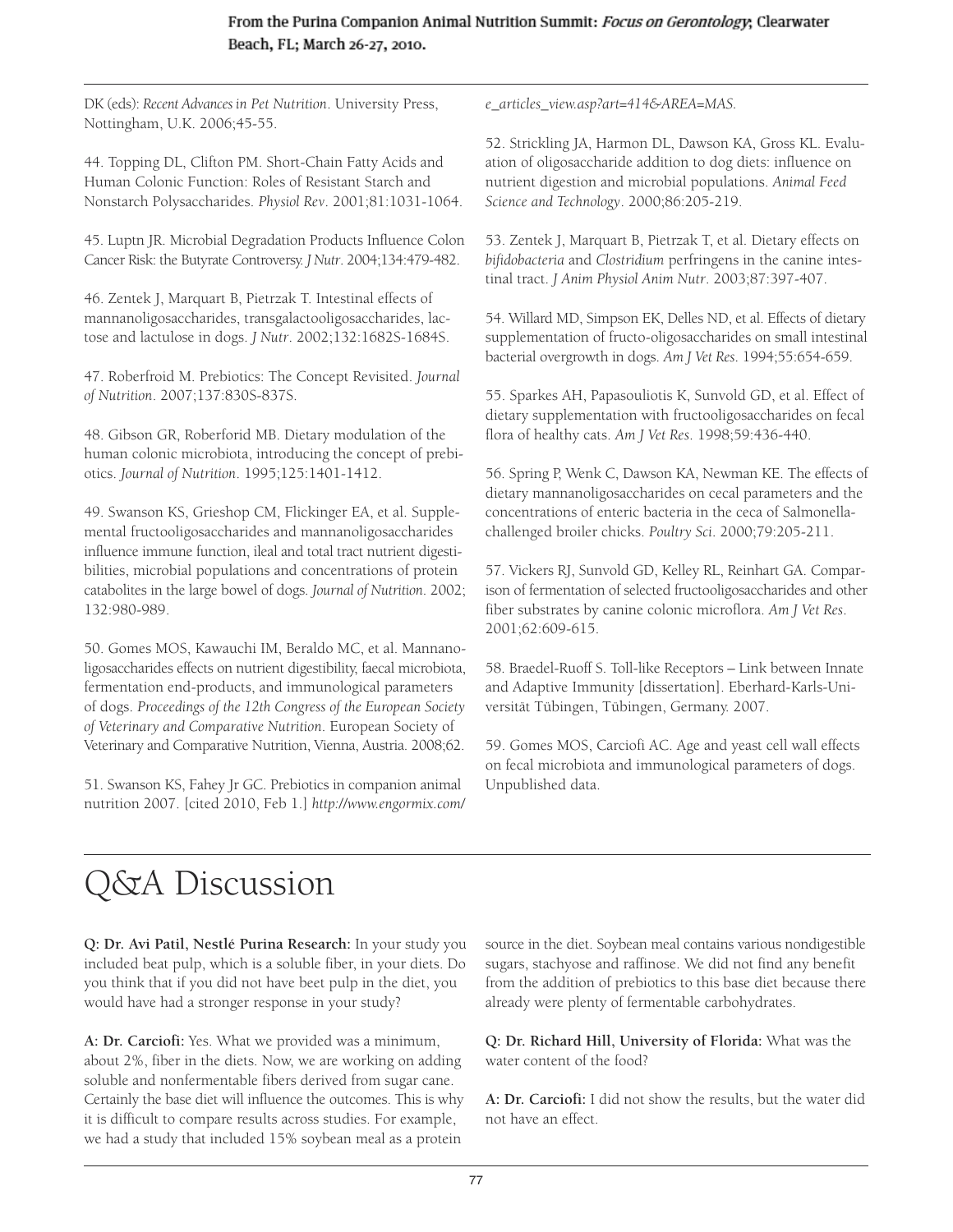DK (eds): *Recent Advances in Pet Nutrition*. University Press, Nottingham, U.K. 2006;45-55.

44. Topping DL, Clifton PM. Short-Chain Fatty Acids and Human Colonic Function: Roles of Resistant Starch and Nonstarch Polysaccharides. *Physiol Rev*. 2001;81:1031-1064.

45. Luptn JR. Microbial Degradation Products Influence Colon Cancer Risk: the Butyrate Controversy. *J Nutr*. 2004;134:479-482.

46. Zentek J, Marquart B, Pietrzak T. Intestinal effects of mannanoligosaccharides, transgalactooligosaccharides, lactose and lactulose in dogs. *J Nutr*. 2002;132:1682S-1684S.

47. Roberfroid M. Prebiotics: The Concept Revisited. *Journal of Nutrition*. 2007;137:830S-837S.

48. Gibson GR, Roberforid MB. Dietary modulation of the human colonic microbiota, introducing the concept of prebiotics. *Journal of Nutrition*. 1995;125:1401-1412.

49. Swanson KS, Grieshop CM, Flickinger EA, et al. Supplemental fructooligosaccharides and mannanoligosaccharides influence immune function, ileal and total tract nutrient digestibilities, microbial populations and concentrations of protein catabolites in the large bowel of dogs. *Journal of Nutrition*. 2002; 132:980-989.

50. Gomes MOS, Kawauchi IM, Beraldo MC, et al. Mannanoligosaccharides effects on nutrient digestibility, faecal microbiota, fermentation end-products, and immunological parameters of dogs. *Proceedings of the 12th Congress of the European Society of Veterinary and Comparative Nutrition*. European Society of Veterinary and Comparative Nutrition, Vienna, Austria. 2008;62.

51. Swanson KS, Fahey Jr GC. Prebiotics in companion animal nutrition 2007. [cited 2010, Feb 1.] *http://www.engormix.com/e_articles_view.asp?art=414&AREA=MAS.*

52. Strickling JA, Harmon DL, Dawson KA, Gross KL. Evaluation of oligosaccharide addition to dog diets: influence on nutrient digestion and microbial populations. *Animal Feed Science and Technology*. 2000;86:205-219.

53. Zentek J, Marquart B, Pietrzak T, et al. Dietary effects on *bifidobacteria* and *Clostridium* perfringens in the canine intestinal tract. *J Anim Physiol Anim Nutr*. 2003;87:397-407.

54. Willard MD, Simpson EK, Delles ND, et al. Effects of dietary supplementation of fructo-oligosaccharides on small intestinal bacterial overgrowth in dogs. *Am J Vet Res*. 1994;55:654-659.

55. Sparkes AH, Papasouliotis K, Sunvold GD, et al. Effect of dietary supplementation with fructooligosaccharides on fecal flora of healthy cats. *Am J Vet Res*. 1998;59:436-440.

56. Spring P, Wenk C, Dawson KA, Newman KE. The effects of dietary mannanoligosaccharides on cecal parameters and the concentrations of enteric bacteria in the ceca of Salmonella-challenged broiler chicks. *Poultry Sci*. 2000;79:205-211.

57. Vickers RJ, Sunvold GD, Kelley RL, Reinhart GA. Comparison of fermentation of selected fructooligosaccharides and other fiber substrates by canine colonic microflora. *Am J Vet Res*. 2001;62:609-615.

58. Braedel-Ruoff S. Toll-like Receptors – Link between Innate and Adaptive Immunity [dissertation]. Eberhard-Karls-Universität Tübingen, Tübingen, Germany. 2007.

59. Gomes MOS, Carciofi AC. Age and yeast cell wall effects on fecal microbiota and immunological parameters of dogs. Unpublished data.

# Q&A Discussion

**Q: Dr. Avi Patil, Nestlé Purina Research:** In your study you included beat pulp, which is a soluble fiber, in your diets. Do you think that if you did not have beet pulp in the diet, you would have had a stronger response in your study?

**A: Dr. Carciofi:** Yes. What we provided was a minimum, about 2%, fiber in the diets. Now, we are working on adding soluble and nonfermentable fibers derived from sugar cane. Certainly the base diet will influence the outcomes. This is why it is difficult to compare results across studies. For example, we had a study that included 15% soybean meal as a protein source in the diet. Soybean meal contains various nondigestible sugars, stachyose and raffinose. We did not find any benefit from the addition of prebiotics to this base diet because there already were plenty of fermentable carbohydrates.

**Q: Dr. Richard Hill, University of Florida:** What was the water content of the food?

**A: Dr. Carciofi:** I did not show the results, but the water did not have an effect.